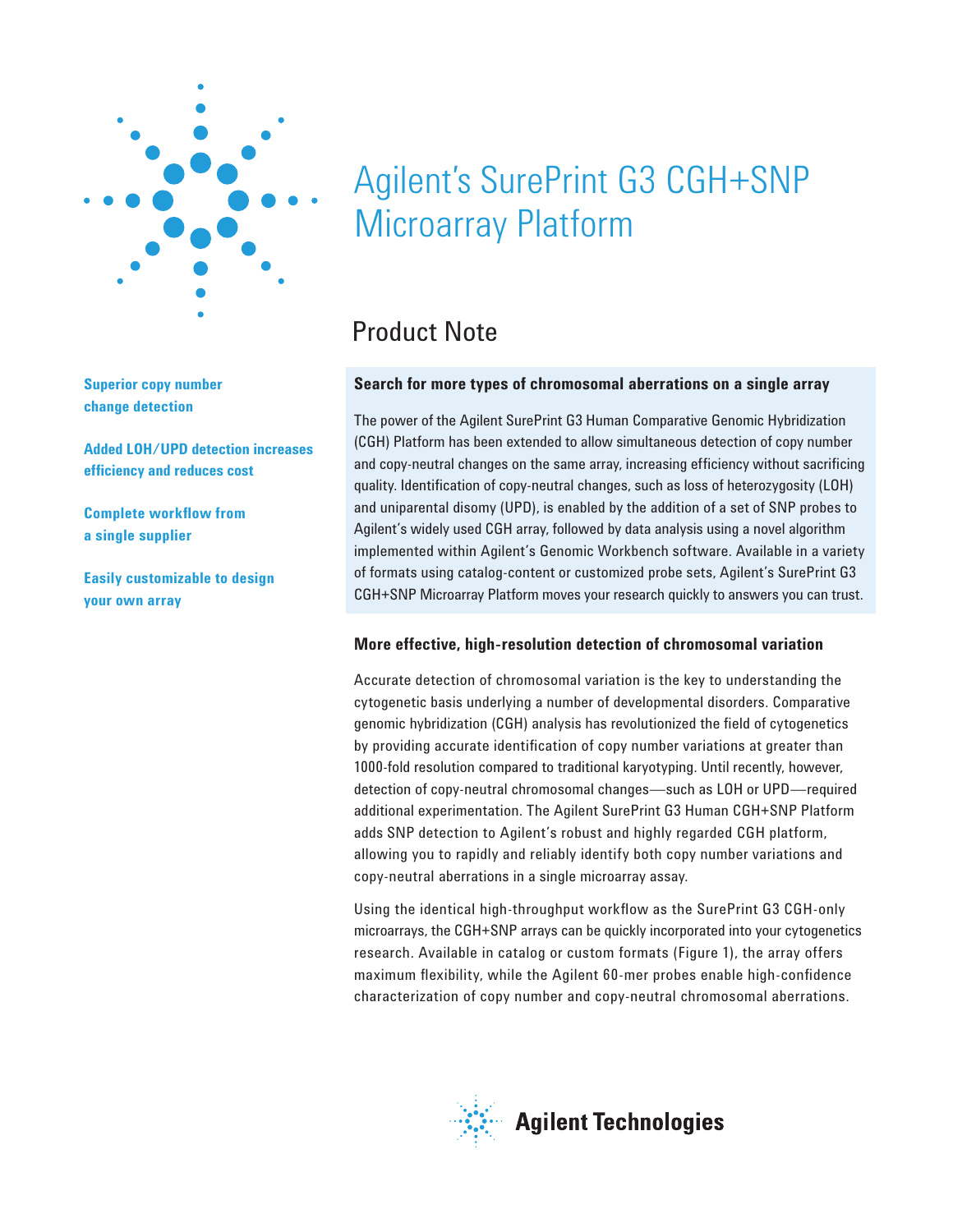# Agilent's SurePrint G3 CGH+SNP Microarray Platform

## Product Note

**Superior copy number change detection**

**Added LOH/UPD detection increases efficiency and reduces cost**

**Complete workflow from a single supplier**

**Easily customizable to design your own array**

### Search for more types of chromosomal aberrations on a single array

The power of the Agilent SurePrint G3 Human Comparative Genomic Hybridization (CGH) Platform has been extended to allow simultaneous detection of copy number and copy-neutral changes on the same array, increasing efficiency without sacrificing quality. Identification of copy-neutral changes, such as loss of heterozygosity (LOH) and uniparental disomy (UPD), is enabled by the addition of a set of SNP probes to Agilent's widely used CGH array, followed by data analysis using a novel algorithm implemented within Agilent's Genomic Workbench software. Available in a variety of formats using catalog-content or customized probe sets, Agilent's SurePrint G3 CGH+SNP Microarray Platform moves your research quickly to answers you can trust.

### More effective, high-resolution detection of chromosomal variation

Accurate detection of chromosomal variation is the key to understanding the cytogenetic basis underlying a number of developmental disorders. Comparative genomic hybridization (CGH) analysis has revolutionized the field of cytogenetics by providing accurate identification of copy number variations at greater than 1000-fold resolution compared to traditional karyotyping. Until recently, however, detection of copy-neutral chromosomal changes—such as LOH or UPD—required additional experimentation. The Agilent SurePrint G3 Human CGH+SNP Platform adds SNP detection to Agilent's robust and highly regarded CGH platform, allowing you to rapidly and reliably identify both copy number variations and copy-neutral aberrations in a single microarray assay.

Using the identical high-throughput workflow as the SurePrint G3 CGH-only microarrays, the CGH+SNP arrays can be quickly incorporated into your cytogenetics research. Available in catalog or custom formats (Figure 1), the array offers maximum flexibility, while the Agilent 60-mer probes enable high-confidence characterization of copy number and copy-neutral chromosomal aberrations.

Agilent Technologies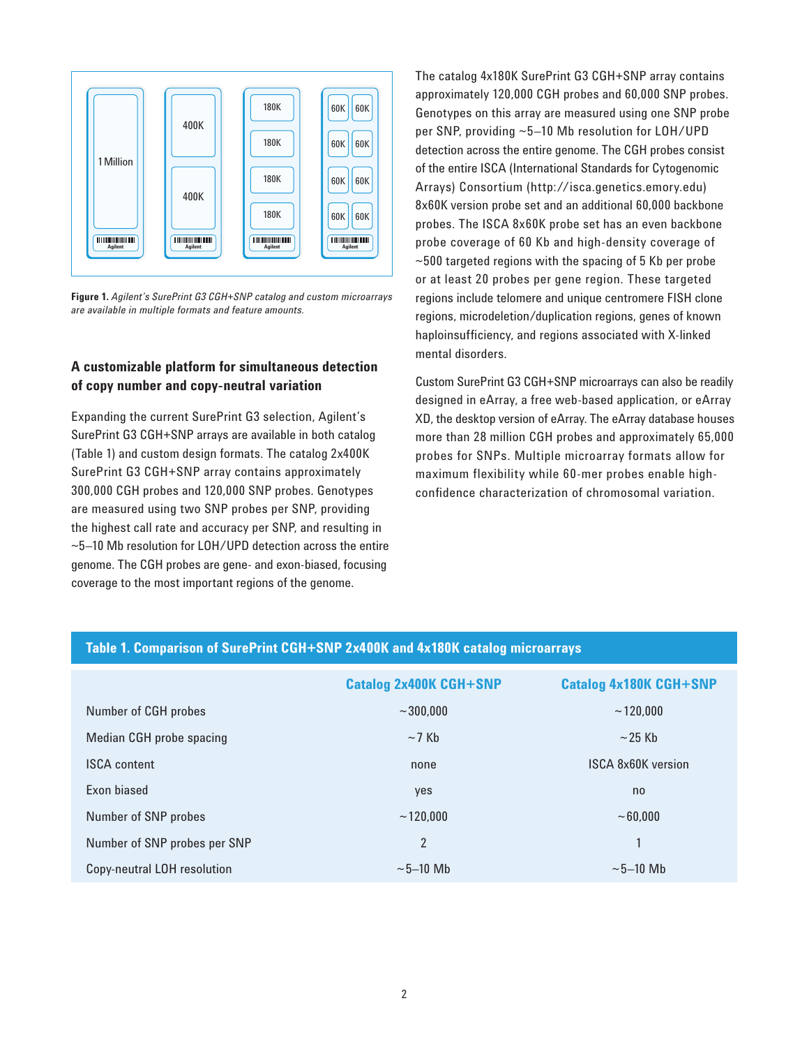**Figure 1.** *Agilent's SurePrint G3 CGH+SNP catalog and custom microarrays are available in multiple formats and feature amounts.*

## A customizable platform for simultaneous detection of copy number and copy-neutral variation

Expanding the current SurePrint G3 selection, Agilent's SurePrint G3 CGH+SNP arrays are available in both catalog (Table 1) and custom design formats. The catalog 2x400K SurePrint G3 CGH+SNP array contains approximately 300,000 CGH probes and 120,000 SNP probes. Genotypes are measured using two SNP probes per SNP, providing the highest call rate and accuracy per SNP, and resulting in ~5–10 Mb resolution for LOH/UPD detection across the entire genome. The CGH probes are gene- and exon-biased, focusing coverage to the most important regions of the genome.

The catalog 4x180K SurePrint G3 CGH+SNP array contains approximately 120,000 CGH probes and 60,000 SNP probes. Genotypes on this array are measured using one SNP probe per SNP, providing ~5–10 Mb resolution for LOH/UPD detection across the entire genome. The CGH probes consist of the entire ISCA (International Standards for Cytogenomic Arrays) Consortium (http://isca.genetics.emory.edu) 8x60K version probe set and an additional 60,000 backbone probes. The ISCA 8x60K probe set has an even backbone probe coverage of 60 Kb and high-density coverage of ~500 targeted regions with the spacing of 5 Kb per probe or at least 20 probes per gene region. These targeted regions include telomere and unique centromere FISH clone regions, microdeletion/duplication regions, genes of known haploinsufficiency, and regions associated with X-linked mental disorders.

Custom SurePrint G3 CGH+SNP microarrays can also be readily designed in eArray, a free web-based application, or eArray XD, the desktop version of eArray. The eArray database houses more than 28 million CGH probes and approximately 65,000 probes for SNPs. Multiple microarray formats allow for maximum flexibility while 60-mer probes enable high-confidence characterization of chromosomal variation.

**Table 1. Comparison of SurePrint CGH+SNP 2x400K and 4x180K catalog microarrays**

| | Catalog 2x400K CGH+SNP | Catalog 4x180K CGH+SNP |
|---|---|---|
| Number of CGH probes | ~300,000 | ~120,000 |
| Median CGH probe spacing | ~7 Kb | ~25 Kb |
| ISCA content | none | ISCA 8x60K version |
| Exon biased | yes | no |
| Number of SNP probes | ~120,000 | ~60,000 |
| Number of SNP probes per SNP | 2 | 1 |
| Copy-neutral LOH resolution | ~5–10 Mb | ~5–10 Mb |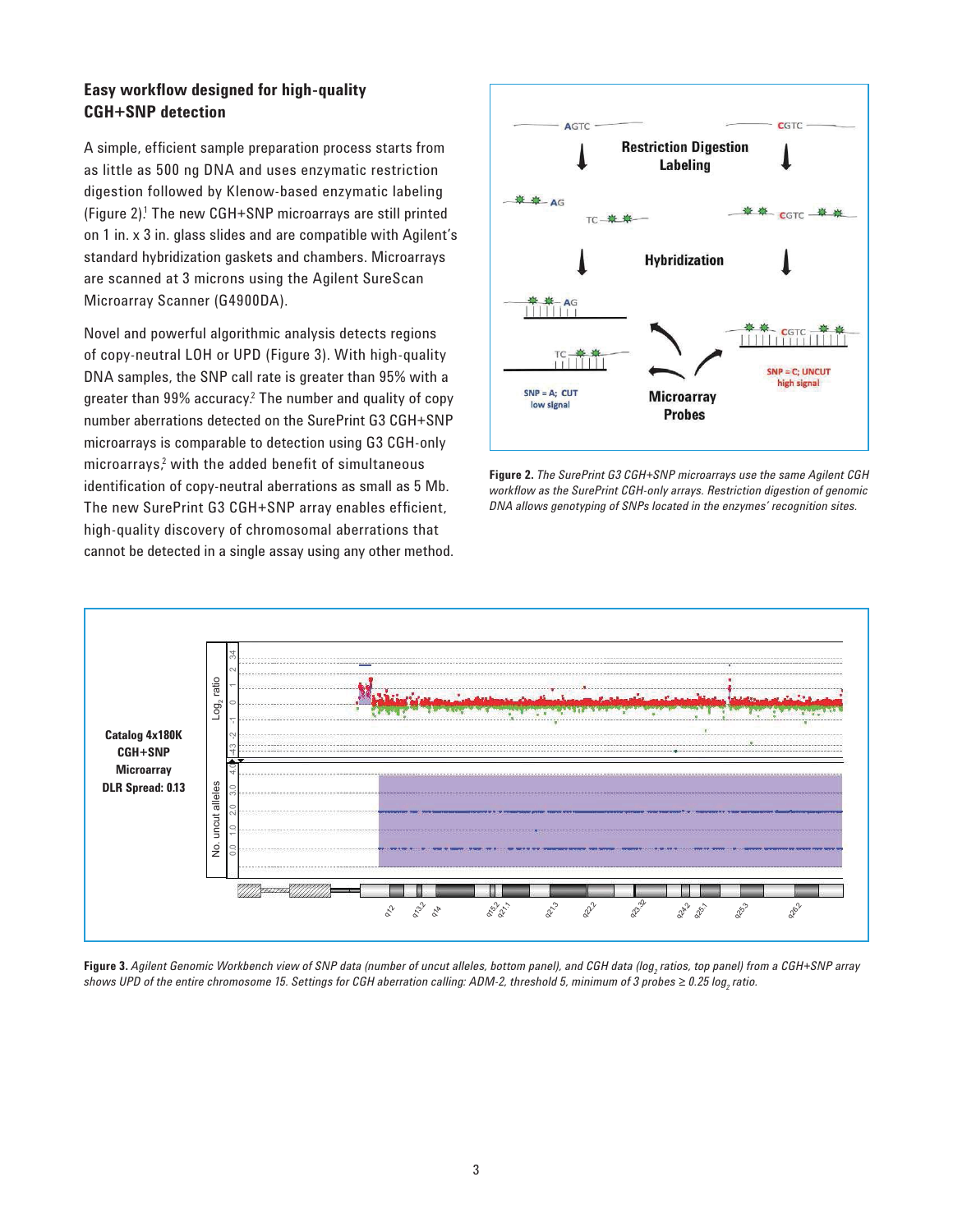## Easy workflow designed for high-quality CGH+SNP detection

A simple, efficient sample preparation process starts from as little as 500 ng DNA and uses enzymatic restriction digestion followed by Klenow-based enzymatic labeling (Figure 2).[1] The new CGH+SNP microarrays are still printed on 1 in. x 3 in. glass slides and are compatible with Agilent's standard hybridization gaskets and chambers. Microarrays are scanned at 3 microns using the Agilent SureScan Microarray Scanner (G4900DA).

Novel and powerful algorithmic analysis detects regions of copy-neutral LOH or UPD (Figure 3). With high-quality DNA samples, the SNP call rate is greater than 95% with a greater than 99% accuracy.[2] The number and quality of copy number aberrations detected on the SurePrint G3 CGH+SNP microarrays is comparable to detection using G3 CGH-only microarrays,[2] with the added benefit of simultaneous identification of copy-neutral aberrations as small as 5 Mb. The new SurePrint G3 CGH+SNP array enables efficient, high-quality discovery of chromosomal aberrations that cannot be detected in a single assay using any other method.

**Figure 2.** *The SurePrint G3 CGH+SNP microarrays use the same Agilent CGH workflow as the SurePrint CGH-only arrays. Restriction digestion of genomic DNA allows genotyping of SNPs located in the enzymes' recognition sites.*

**Figure 3.** *Agilent Genomic Workbench view of SNP data (number of uncut alleles, bottom panel), and CGH data ($log_2$ ratios, top panel) from a CGH+SNP array shows UPD of the entire chromosome 15. Settings for CGH aberration calling: ADM-2, threshold 5, minimum of 3 probes ≥ 0.25 $log_2$ ratio.*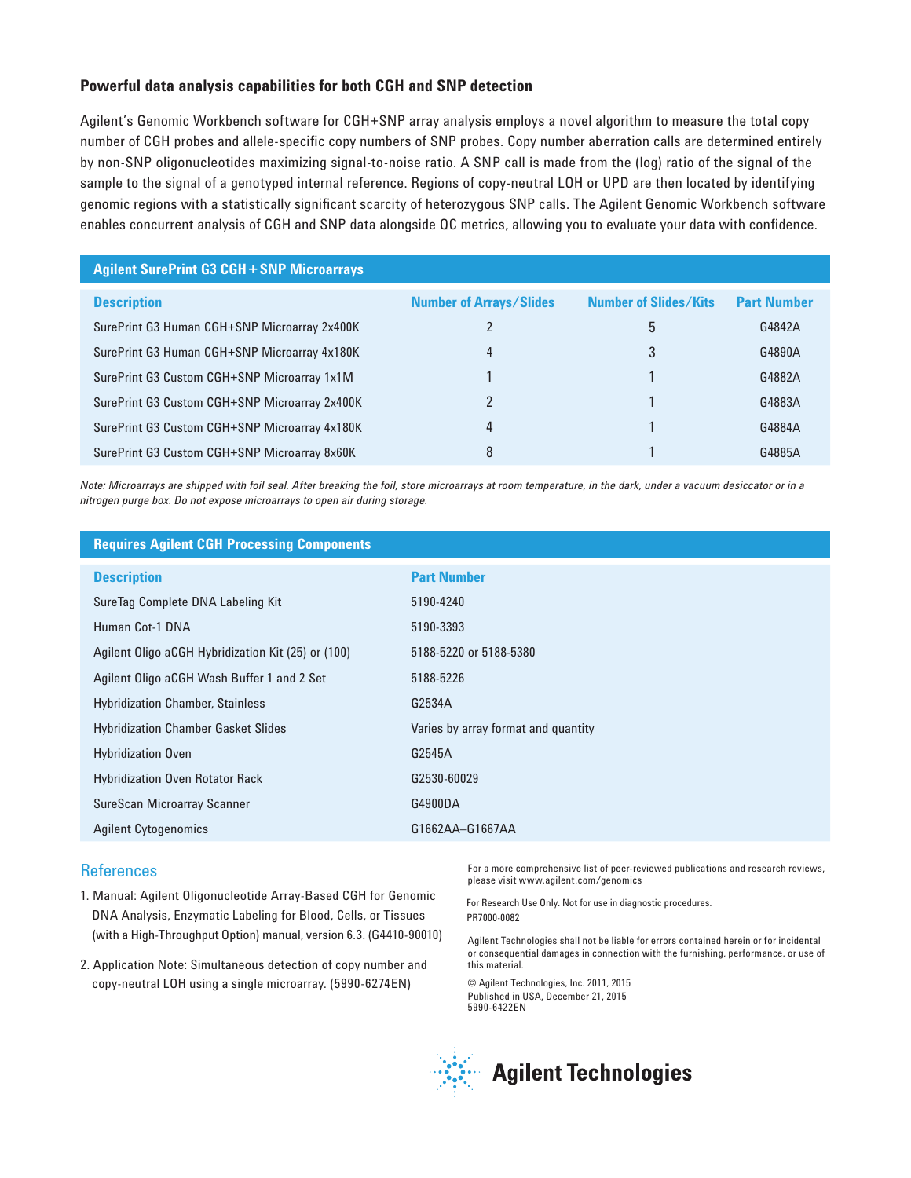### Powerful data analysis capabilities for both CGH and SNP detection

Agilent's Genomic Workbench software for CGH+SNP array analysis employs a novel algorithm to measure the total copy number of CGH probes and allele-specific copy numbers of SNP probes. Copy number aberration calls are determined entirely by non-SNP oligonucleotides maximizing signal-to-noise ratio. A SNP call is made from the (log) ratio of the signal of the sample to the signal of a genotyped internal reference. Regions of copy-neutral LOH or UPD are then located by identifying genomic regions with a statistically significant scarcity of heterozygous SNP calls. The Agilent Genomic Workbench software enables concurrent analysis of CGH and SNP data alongside QC metrics, allowing you to evaluate your data with confidence.

**Agilent SurePrint G3 CGH + SNP Microarrays**

| Description | Number of Arrays/Slides | Number of Slides/Kits | Part Number |
|---|---|---|---|
| SurePrint G3 Human CGH+SNP Microarray 2x400K | 2 | 5 | G4842A |
| SurePrint G3 Human CGH+SNP Microarray 4x180K | 4 | 3 | G4890A |
| SurePrint G3 Custom CGH+SNP Microarray 1x1M | 1 | 1 | G4882A |
| SurePrint G3 Custom CGH+SNP Microarray 2x400K | 2 | 1 | G4883A |
| SurePrint G3 Custom CGH+SNP Microarray 4x180K | 4 | 1 | G4884A |
| SurePrint G3 Custom CGH+SNP Microarray 8x60K | 8 | 1 | G4885A |

*Note: Microarrays are shipped with foil seal. After breaking the foil, store microarrays at room temperature, in the dark, under a vacuum desiccator or in a nitrogen purge box. Do not expose microarrays to open air during storage.*

**Requires Agilent CGH Processing Components**

| Description | Part Number |
|---|---|
| SureTag Complete DNA Labeling Kit | 5190-4240 |
| Human Cot-1 DNA | 5190-3393 |
| Agilent Oligo aCGH Hybridization Kit (25) or (100) | 5188-5220 or 5188-5380 |
| Agilent Oligo aCGH Wash Buffer 1 and 2 Set | 5188-5226 |
| Hybridization Chamber, Stainless | G2534A |
| Hybridization Chamber Gasket Slides | Varies by array format and quantity |
| Hybridization Oven | G2545A |
| Hybridization Oven Rotator Rack | G2530-60029 |
| SureScan Microarray Scanner | G4900DA |
| Agilent Cytogenomics | G1662AA–G1667AA |

## References

1. Manual: Agilent Oligonucleotide Array-Based CGH for Genomic DNA Analysis, Enzymatic Labeling for Blood, Cells, or Tissues (with a High-Throughput Option) manual, version 6.3. (G4410-90010)
2. Application Note: Simultaneous detection of copy number and copy-neutral LOH using a single microarray. (5990-6274EN)

For a more comprehensive list of peer-reviewed publications and research reviews, please visit www.agilent.com/genomics

For Research Use Only. Not for use in diagnostic procedures.
PR7000-0082

Agilent Technologies shall not be liable for errors contained herein or for incidental or consequential damages in connection with the furnishing, performance, or use of this material.

© Agilent Technologies, Inc. 2011, 2015
Published in USA, December 21, 2015
5990-6422EN

Agilent Technologies